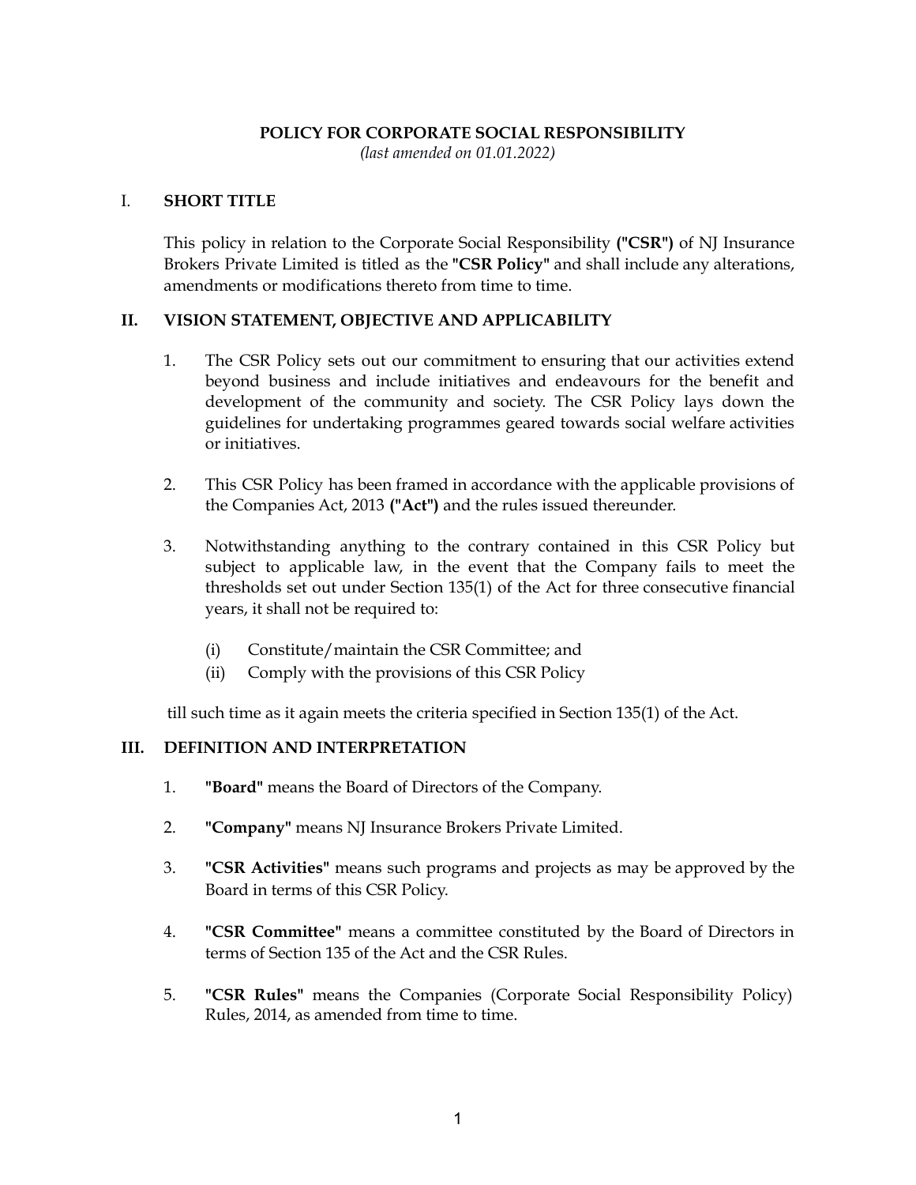# POLICY FOR CORPORATE SOCIAL RESPONSIBILITY

*(last amended on 01.01.2022)*

## I. SHORT TITLE

This policy in relation to the Corporate Social Responsibility **("CSR")** of NJ Insurance Brokers Private Limited is titled as the **"CSR Policy"** and shall include any alterations, amendments or modifications thereto from time to time.

## II. VISION STATEMENT, OBJECTIVE AND APPLICABILITY

1. The CSR Policy sets out our commitment to ensuring that our activities extend beyond business and include initiatives and endeavours for the benefit and development of the community and society. The CSR Policy lays down the guidelines for undertaking programmes geared towards social welfare activities or initiatives.

2. This CSR Policy has been framed in accordance with the applicable provisions of the Companies Act, 2013 **("Act")** and the rules issued thereunder.

3. Notwithstanding anything to the contrary contained in this CSR Policy but subject to applicable law, in the event that the Company fails to meet the thresholds set out under Section 135(1) of the Act for three consecutive financial years, it shall not be required to:

   (i) Constitute/maintain the CSR Committee; and
   (ii) Comply with the provisions of this CSR Policy

   till such time as it again meets the criteria specified in Section 135(1) of the Act.

## III. DEFINITION AND INTERPRETATION

1. **"Board"** means the Board of Directors of the Company.

2. **"Company"** means NJ Insurance Brokers Private Limited.

3. **"CSR Activities"** means such programs and projects as may be approved by the Board in terms of this CSR Policy.

4. **"CSR Committee"** means a committee constituted by the Board of Directors in terms of Section 135 of the Act and the CSR Rules.

5. **"CSR Rules"** means the Companies (Corporate Social Responsibility Policy) Rules, 2014, as amended from time to time.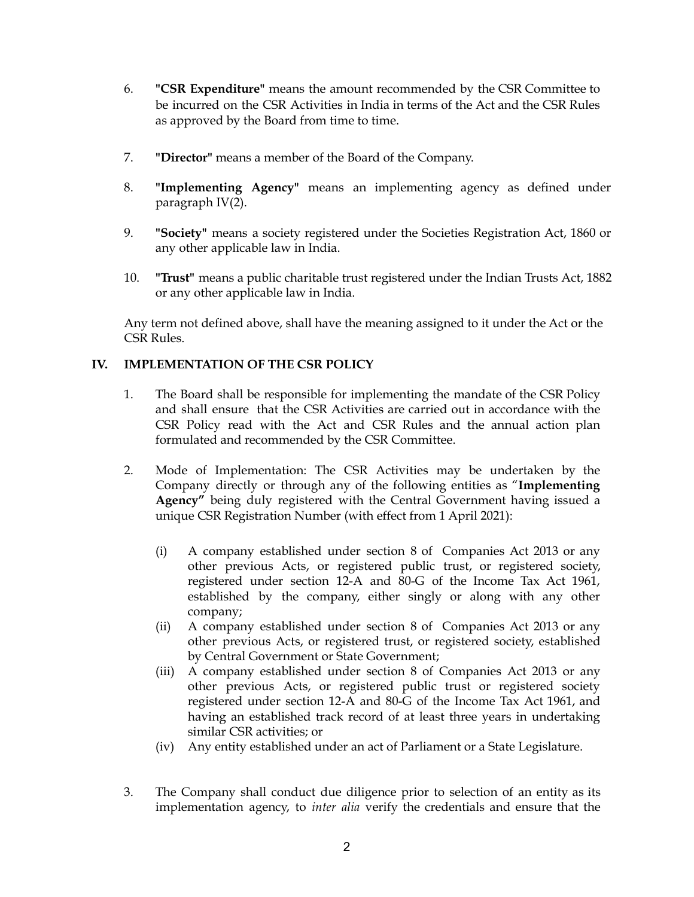6. **"CSR Expenditure"** means the amount recommended by the CSR Committee to be incurred on the CSR Activities in India in terms of the Act and the CSR Rules as approved by the Board from time to time.

7. **"Director"** means a member of the Board of the Company.

8. **"Implementing Agency"** means an implementing agency as defined under paragraph IV(2).

9. **"Society"** means a society registered under the Societies Registration Act, 1860 or any other applicable law in India.

10. **"Trust"** means a public charitable trust registered under the Indian Trusts Act, 1882 or any other applicable law in India.

Any term not defined above, shall have the meaning assigned to it under the Act or the CSR Rules.

## IV. IMPLEMENTATION OF THE CSR POLICY

1. The Board shall be responsible for implementing the mandate of the CSR Policy and shall ensure that the CSR Activities are carried out in accordance with the CSR Policy read with the Act and CSR Rules and the annual action plan formulated and recommended by the CSR Committee.

2. Mode of Implementation: The CSR Activities may be undertaken by the Company directly or through any of the following entities as "**Implementing Agency"** being duly registered with the Central Government having issued a unique CSR Registration Number (with effect from 1 April 2021):

   (i) A company established under section 8 of Companies Act 2013 or any other previous Acts, or registered public trust, or registered society, registered under section 12-A and 80-G of the Income Tax Act 1961, established by the company, either singly or along with any other company;

   (ii) A company established under section 8 of Companies Act 2013 or any other previous Acts, or registered trust, or registered society, established by Central Government or State Government;

   (iii) A company established under section 8 of Companies Act 2013 or any other previous Acts, or registered public trust or registered society registered under section 12-A and 80-G of the Income Tax Act 1961, and having an established track record of at least three years in undertaking similar CSR activities; or

   (iv) Any entity established under an act of Parliament or a State Legislature.

3. The Company shall conduct due diligence prior to selection of an entity as its implementation agency, to *inter alia* verify the credentials and ensure that the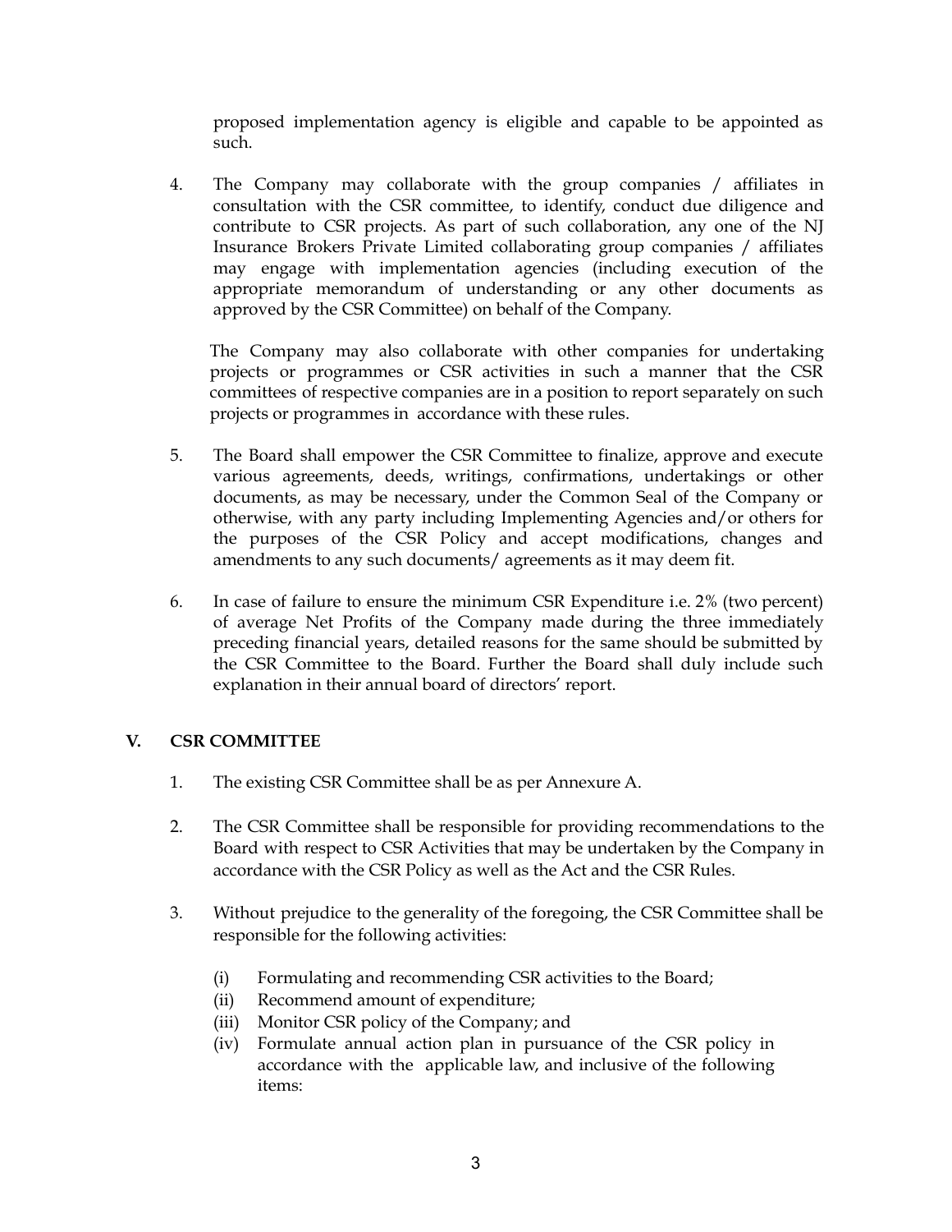proposed implementation agency is eligible and capable to be appointed as such.

4. The Company may collaborate with the group companies / affiliates in consultation with the CSR committee, to identify, conduct due diligence and contribute to CSR projects. As part of such collaboration, any one of the NJ Insurance Brokers Private Limited collaborating group companies / affiliates may engage with implementation agencies (including execution of the appropriate memorandum of understanding or any other documents as approved by the CSR Committee) on behalf of the Company.

   The Company may also collaborate with other companies for undertaking projects or programmes or CSR activities in such a manner that the CSR committees of respective companies are in a position to report separately on such projects or programmes in accordance with these rules.

5. The Board shall empower the CSR Committee to finalize, approve and execute various agreements, deeds, writings, confirmations, undertakings or other documents, as may be necessary, under the Common Seal of the Company or otherwise, with any party including Implementing Agencies and/or others for the purposes of the CSR Policy and accept modifications, changes and amendments to any such documents/ agreements as it may deem fit.

6. In case of failure to ensure the minimum CSR Expenditure i.e. 2% (two percent) of average Net Profits of the Company made during the three immediately preceding financial years, detailed reasons for the same should be submitted by the CSR Committee to the Board. Further the Board shall duly include such explanation in their annual board of directors' report.

## V. CSR COMMITTEE

1. The existing CSR Committee shall be as per Annexure A.

2. The CSR Committee shall be responsible for providing recommendations to the Board with respect to CSR Activities that may be undertaken by the Company in accordance with the CSR Policy as well as the Act and the CSR Rules.

3. Without prejudice to the generality of the foregoing, the CSR Committee shall be responsible for the following activities:

   (i) Formulating and recommending CSR activities to the Board;
   (ii) Recommend amount of expenditure;
   (iii) Monitor CSR policy of the Company; and
   (iv) Formulate annual action plan in pursuance of the CSR policy in accordance with the applicable law, and inclusive of the following items: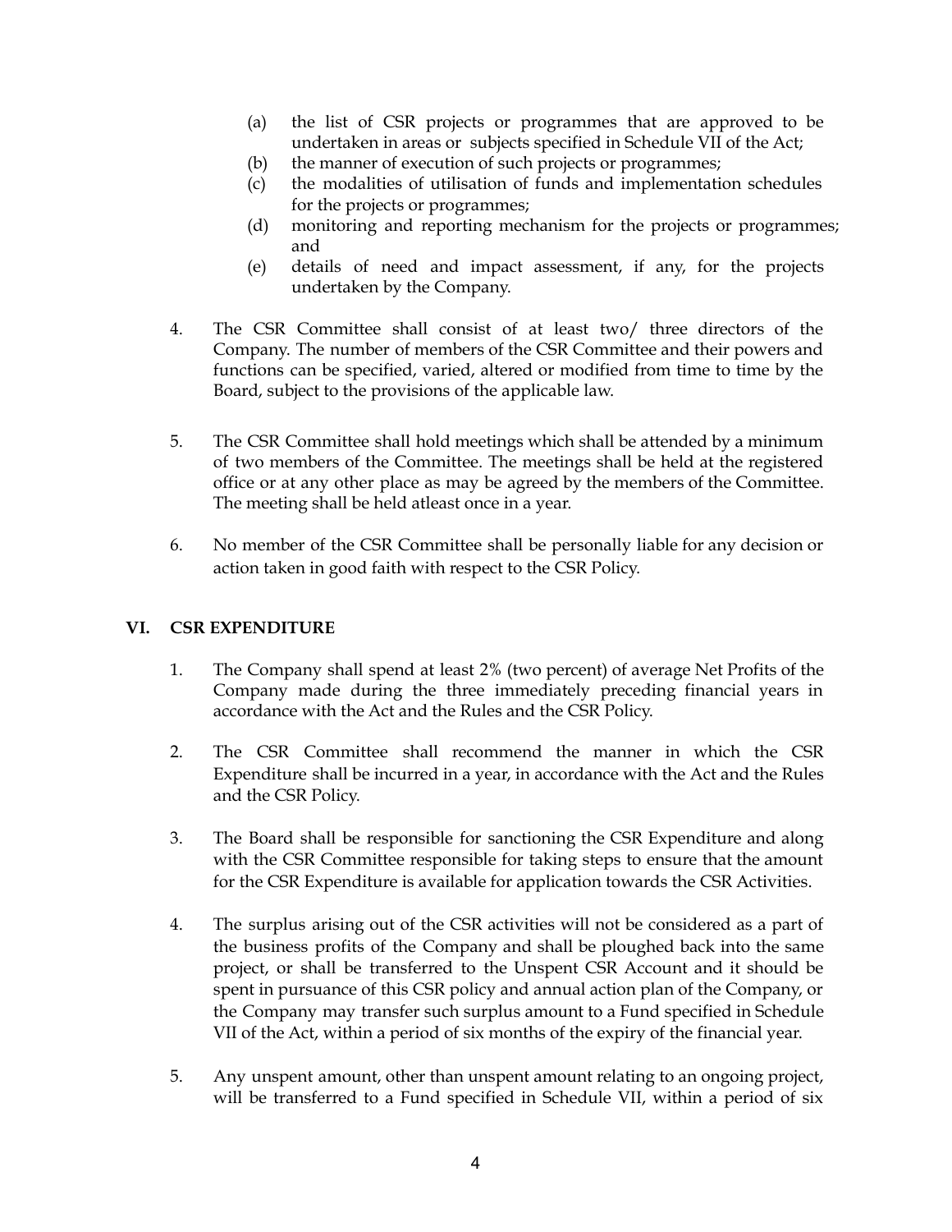(a) the list of CSR projects or programmes that are approved to be undertaken in areas or subjects specified in Schedule VII of the Act;

(b) the manner of execution of such projects or programmes;

(c) the modalities of utilisation of funds and implementation schedules for the projects or programmes;

(d) monitoring and reporting mechanism for the projects or programmes; and

(e) details of need and impact assessment, if any, for the projects undertaken by the Company.

4. The CSR Committee shall consist of at least two/ three directors of the Company. The number of members of the CSR Committee and their powers and functions can be specified, varied, altered or modified from time to time by the Board, subject to the provisions of the applicable law.

5. The CSR Committee shall hold meetings which shall be attended by a minimum of two members of the Committee. The meetings shall be held at the registered office or at any other place as may be agreed by the members of the Committee. The meeting shall be held atleast once in a year.

6. No member of the CSR Committee shall be personally liable for any decision or action taken in good faith with respect to the CSR Policy.

## VI. CSR EXPENDITURE

1. The Company shall spend at least 2% (two percent) of average Net Profits of the Company made during the three immediately preceding financial years in accordance with the Act and the Rules and the CSR Policy.

2. The CSR Committee shall recommend the manner in which the CSR Expenditure shall be incurred in a year, in accordance with the Act and the Rules and the CSR Policy.

3. The Board shall be responsible for sanctioning the CSR Expenditure and along with the CSR Committee responsible for taking steps to ensure that the amount for the CSR Expenditure is available for application towards the CSR Activities.

4. The surplus arising out of the CSR activities will not be considered as a part of the business profits of the Company and shall be ploughed back into the same project, or shall be transferred to the Unspent CSR Account and it should be spent in pursuance of this CSR policy and annual action plan of the Company, or the Company may transfer such surplus amount to a Fund specified in Schedule VII of the Act, within a period of six months of the expiry of the financial year.

5. Any unspent amount, other than unspent amount relating to an ongoing project, will be transferred to a Fund specified in Schedule VII, within a period of six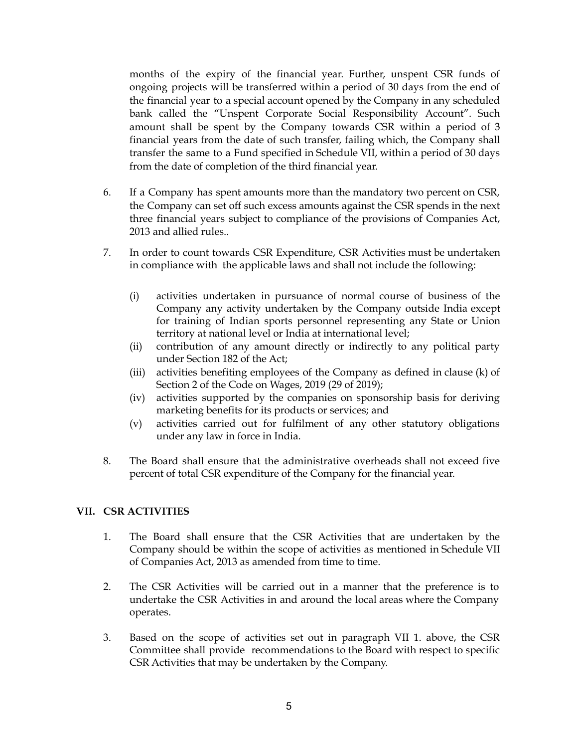months of the expiry of the financial year. Further, unspent CSR funds of ongoing projects will be transferred within a period of 30 days from the end of the financial year to a special account opened by the Company in any scheduled bank called the "Unspent Corporate Social Responsibility Account". Such amount shall be spent by the Company towards CSR within a period of 3 financial years from the date of such transfer, failing which, the Company shall transfer the same to a Fund specified in Schedule VII, within a period of 30 days from the date of completion of the third financial year.

6. If a Company has spent amounts more than the mandatory two percent on CSR, the Company can set off such excess amounts against the CSR spends in the next three financial years subject to compliance of the provisions of Companies Act, 2013 and allied rules..

7. In order to count towards CSR Expenditure, CSR Activities must be undertaken in compliance with the applicable laws and shall not include the following:

   (i) activities undertaken in pursuance of normal course of business of the Company any activity undertaken by the Company outside India except for training of Indian sports personnel representing any State or Union territory at national level or India at international level;
   (ii) contribution of any amount directly or indirectly to any political party under Section 182 of the Act;
   (iii) activities benefiting employees of the Company as defined in clause (k) of Section 2 of the Code on Wages, 2019 (29 of 2019);
   (iv) activities supported by the companies on sponsorship basis for deriving marketing benefits for its products or services; and
   (v) activities carried out for fulfilment of any other statutory obligations under any law in force in India.

8. The Board shall ensure that the administrative overheads shall not exceed five percent of total CSR expenditure of the Company for the financial year.

## VII. CSR ACTIVITIES

1. The Board shall ensure that the CSR Activities that are undertaken by the Company should be within the scope of activities as mentioned in Schedule VII of Companies Act, 2013 as amended from time to time.

2. The CSR Activities will be carried out in a manner that the preference is to undertake the CSR Activities in and around the local areas where the Company operates.

3. Based on the scope of activities set out in paragraph VII 1. above, the CSR Committee shall provide recommendations to the Board with respect to specific CSR Activities that may be undertaken by the Company.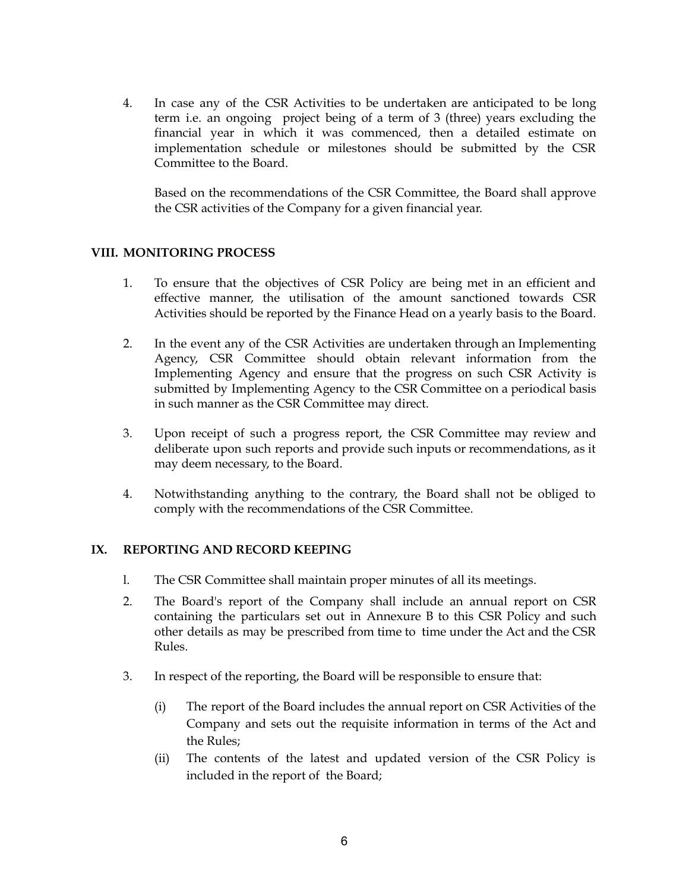4. In case any of the CSR Activities to be undertaken are anticipated to be long term i.e. an ongoing project being of a term of 3 (three) years excluding the financial year in which it was commenced, then a detailed estimate on implementation schedule or milestones should be submitted by the CSR Committee to the Board.

   Based on the recommendations of the CSR Committee, the Board shall approve the CSR activities of the Company for a given financial year.

## VIII. MONITORING PROCESS

1. To ensure that the objectives of CSR Policy are being met in an efficient and effective manner, the utilisation of the amount sanctioned towards CSR Activities should be reported by the Finance Head on a yearly basis to the Board.

2. In the event any of the CSR Activities are undertaken through an Implementing Agency, CSR Committee should obtain relevant information from the Implementing Agency and ensure that the progress on such CSR Activity is submitted by Implementing Agency to the CSR Committee on a periodical basis in such manner as the CSR Committee may direct.

3. Upon receipt of such a progress report, the CSR Committee may review and deliberate upon such reports and provide such inputs or recommendations, as it may deem necessary, to the Board.

4. Notwithstanding anything to the contrary, the Board shall not be obliged to comply with the recommendations of the CSR Committee.

## IX. REPORTING AND RECORD KEEPING

1. The CSR Committee shall maintain proper minutes of all its meetings.
2. The Board's report of the Company shall include an annual report on CSR containing the particulars set out in Annexure B to this CSR Policy and such other details as may be prescribed from time to time under the Act and the CSR Rules.
3. In respect of the reporting, the Board will be responsible to ensure that:
   - (i) The report of the Board includes the annual report on CSR Activities of the Company and sets out the requisite information in terms of the Act and the Rules;
   - (ii) The contents of the latest and updated version of the CSR Policy is included in the report of the Board;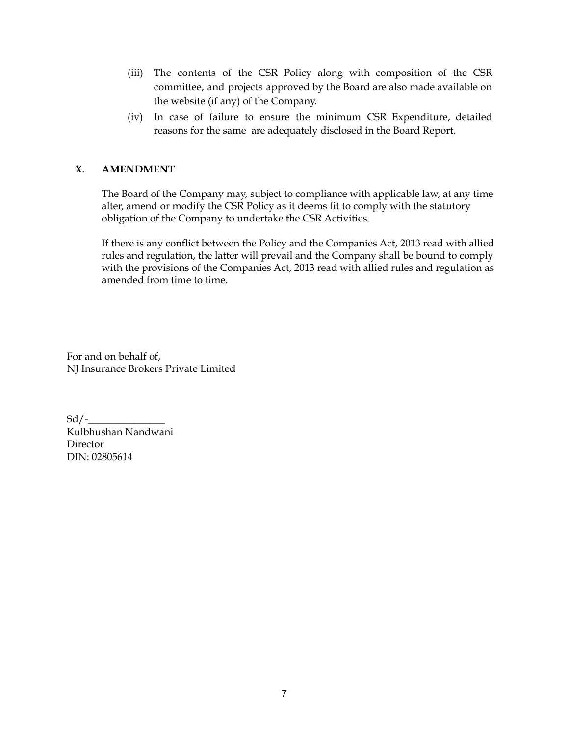(iii) The contents of the CSR Policy along with composition of the CSR committee, and projects approved by the Board are also made available on the website (if any) of the Company.

(iv) In case of failure to ensure the minimum CSR Expenditure, detailed reasons for the same are adequately disclosed in the Board Report.

## X. AMENDMENT

The Board of the Company may, subject to compliance with applicable law, at any time alter, amend or modify the CSR Policy as it deems fit to comply with the statutory obligation of the Company to undertake the CSR Activities.

If there is any conflict between the Policy and the Companies Act, 2013 read with allied rules and regulation, the latter will prevail and the Company shall be bound to comply with the provisions of the Companies Act, 2013 read with allied rules and regulation as amended from time to time.

For and on behalf of,
NJ Insurance Brokers Private Limited

Sd/-_______________
Kulbhushan Nandwani
Director
DIN: 02805614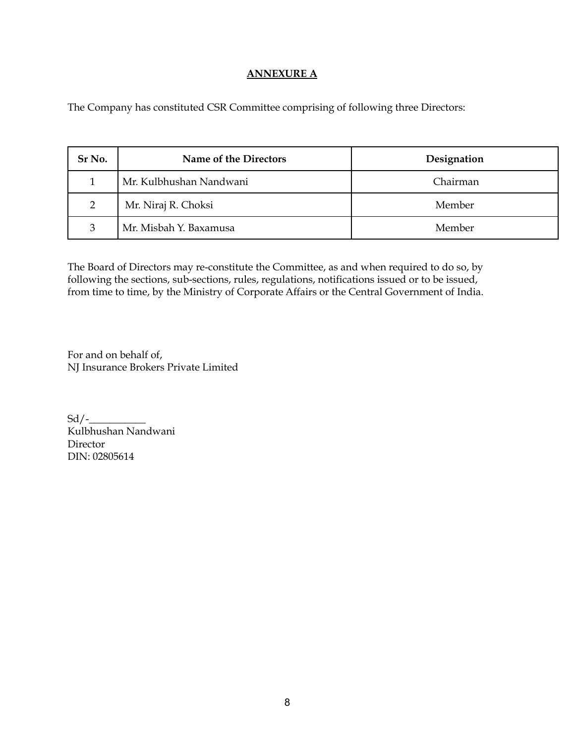## ANNEXURE A

The Company has constituted CSR Committee comprising of following three Directors:

| Sr No. | Name of the Directors | Designation |
|---|---|---|
| 1 | Mr. Kulbhushan Nandwani | Chairman |
| 2 | Mr. Niraj R. Choksi | Member |
| 3 | Mr. Misbah Y. Baxamusa | Member |

The Board of Directors may re-constitute the Committee, as and when required to do so, by following the sections, sub-sections, rules, regulations, notifications issued or to be issued, from time to time, by the Ministry of Corporate Affairs or the Central Government of India.

For and on behalf of,
NJ Insurance Brokers Private Limited

Sd/-___________
Kulbhushan Nandwani
Director
DIN: 02805614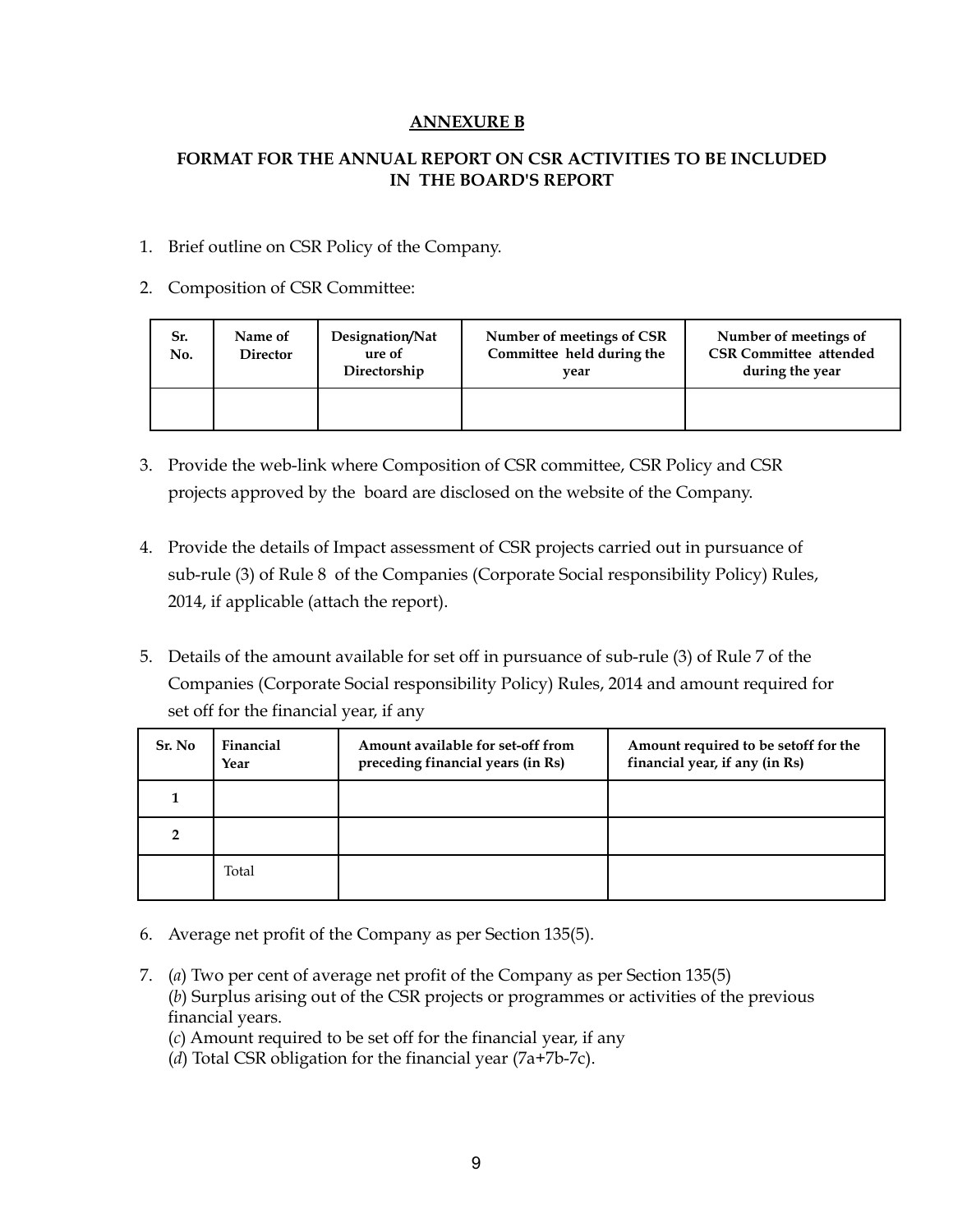## ANNEXURE B

### FORMAT FOR THE ANNUAL REPORT ON CSR ACTIVITIES TO BE INCLUDED IN THE BOARD'S REPORT

1. Brief outline on CSR Policy of the Company.

2. Composition of CSR Committee:

| Sr. No. | Name of Director | Designation/Nature of Directorship | Number of meetings of CSR Committee held during the year | Number of meetings of CSR Committee attended during the year |
|---|---|---|---|---|
| | | | | |

3. Provide the web-link where Composition of CSR committee, CSR Policy and CSR projects approved by the board are disclosed on the website of the Company.

4. Provide the details of Impact assessment of CSR projects carried out in pursuance of sub-rule (3) of Rule 8 of the Companies (Corporate Social responsibility Policy) Rules, 2014, if applicable (attach the report).

5. Details of the amount available for set off in pursuance of sub-rule (3) of Rule 7 of the Companies (Corporate Social responsibility Policy) Rules, 2014 and amount required for set off for the financial year, if any

| Sr. No | Financial Year | Amount available for set-off from preceding financial years (in Rs) | Amount required to be setoff for the financial year, if any (in Rs) |
|---|---|---|---|
| 1 | | | |
| 2 | | | |
| | Total | | |

6. Average net profit of the Company as per Section 135(5).

7. (*a*) Two per cent of average net profit of the Company as per Section 135(5)
   (*b*) Surplus arising out of the CSR projects or programmes or activities of the previous financial years.
   (*c*) Amount required to be set off for the financial year, if any
   (*d*) Total CSR obligation for the financial year (7a+7b-7c).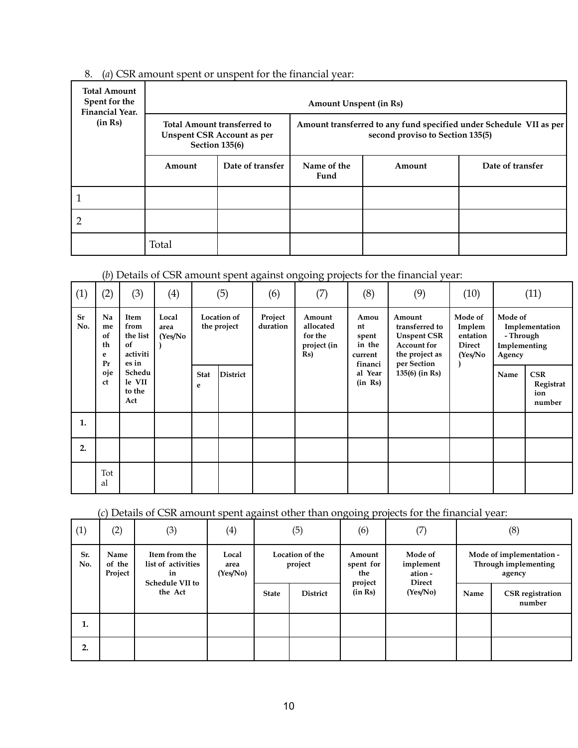8. (*a*) CSR amount spent or unspent for the financial year:

| Total Amount Spent for the Financial Year. (in Rs) | Amount Unspent (in Rs) | | | | |
|---|---|---|---|---|---|
| | Total Amount transferred to Unspent CSR Account as per Section 135(6) | | Amount transferred to any fund specified under Schedule VII as per second proviso to Section 135(5) | | |
| | Amount | Date of transfer | Name of the Fund | Amount | Date of transfer |
| 1 | | | | | |
| 2 | | | | | |
| | Total | | | | |

(*b*) Details of CSR amount spent against ongoing projects for the financial year:

| (1) | (2) | (3) | (4) | (5) | | (6) | (7) | (8) | (9) | (10) | (11) | |
|---|---|---|---|---|---|---|---|---|---|---|---|---|
| Sr No. | Name of the Project | Item from the list of activities in Schedule VII to the Act | Local area (Yes/No) | Location of the project | | Project duration | Amount allocated for the project (in Rs) | Amount spent in the current financial Year (in Rs) | Amount transferred to Unspent CSR Account for the project as per Section 135(6) (in Rs) | Mode of Implementation Direct (Yes/No) | Mode of Implementation - Through Implementing Agency | |
| | | | | State | District | | | | | | Name | CSR Registration number |
| 1. | | | | | | | | | | | | |
| 2. | | | | | | | | | | | | |
| | Total | | | | | | | | | | | |

(*c*) Details of CSR amount spent against other than ongoing projects for the financial year:

| (1) | (2) | (3) | (4) | (5) | | (6) | (7) | (8) | |
|---|---|---|---|---|---|---|---|---|---|
| Sr. No. | Name of the Project | Item from the list of activities in Schedule VII to the Act | Local area (Yes/No) | Location of the project | | Amount spent for the project (in Rs) | Mode of implementation - Direct (Yes/No) | Mode of implementation - Through implementing agency | |
| | | | | State | District | | | Name | CSR registration number |
| 1. | | | | | | | | | |
| 2. | | | | | | | | | |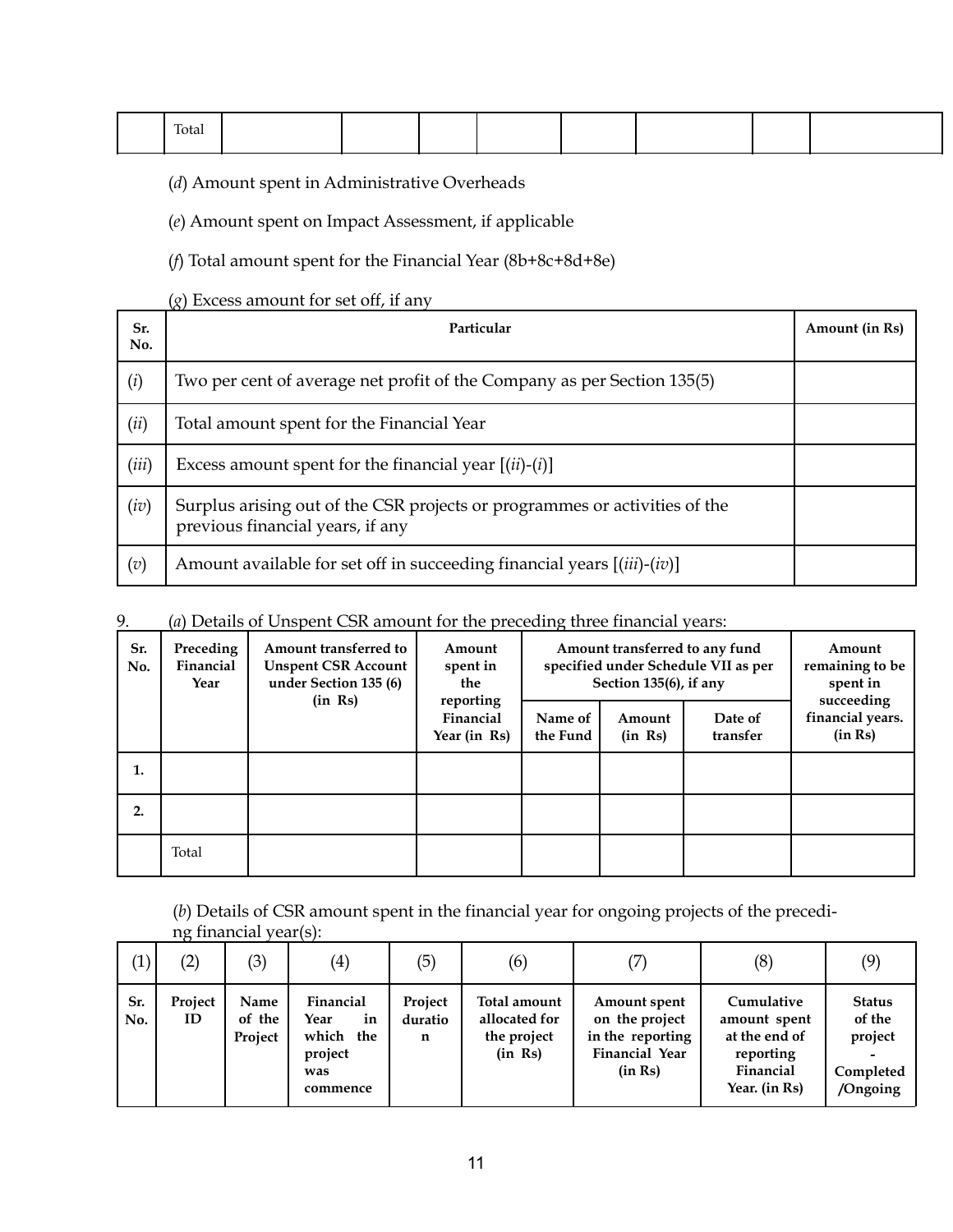| | Total | | | | | | | | |
|---|---|---|---|---|---|---|---|---|---|

(*d*) Amount spent in Administrative Overheads

(*e*) Amount spent on Impact Assessment, if applicable

(*f*) Total amount spent for the Financial Year (8b+8c+8d+8e)

(*g*) Excess amount for set off, if any

| Sr. No. | Particular | Amount (in Rs) |
|---|---|---|
| (*i*) | Two per cent of average net profit of the Company as per Section 135(5) | |
| (*ii*) | Total amount spent for the Financial Year | |
| (*iii*) | Excess amount spent for the financial year [(*ii*)-(*i*)] | |
| (*iv*) | Surplus arising out of the CSR projects or programmes or activities of the previous financial years, if any | |
| (*v*) | Amount available for set off in succeeding financial years [(*iii*)-(*iv*)] | |

9. (*a*) Details of Unspent CSR amount for the preceding three financial years:

| Sr. No. | Preceding Financial Year | Amount transferred to Unspent CSR Account under Section 135 (6) (in Rs) | Amount spent in the reporting Financial Year (in Rs) | Amount transferred to any fund specified under Schedule VII as per Section 135(6), if any | | | Amount remaining to be spent in succeeding financial years. (in Rs) |
|---|---|---|---|---|---|---|---|
| | | | | Name of the Fund | Amount (in Rs) | Date of transfer | |
| 1. | | | | | | | |
| 2. | | | | | | | |
| | Total | | | | | | |

(*b*) Details of CSR amount spent in the financial year for ongoing projects of the preceding financial year(s):

| (1) | (2) | (3) | (4) | (5) | (6) | (7) | (8) | (9) |
|---|---|---|---|---|---|---|---|---|
| Sr. No. | Project ID | Name of the Project | Financial Year in which the project was commence | Project duration | Total amount allocated for the project (in Rs) | Amount spent on the project in the reporting Financial Year (in Rs) | Cumulative amount spent at the end of reporting Financial Year. (in Rs) | Status of the project - Completed /Ongoing |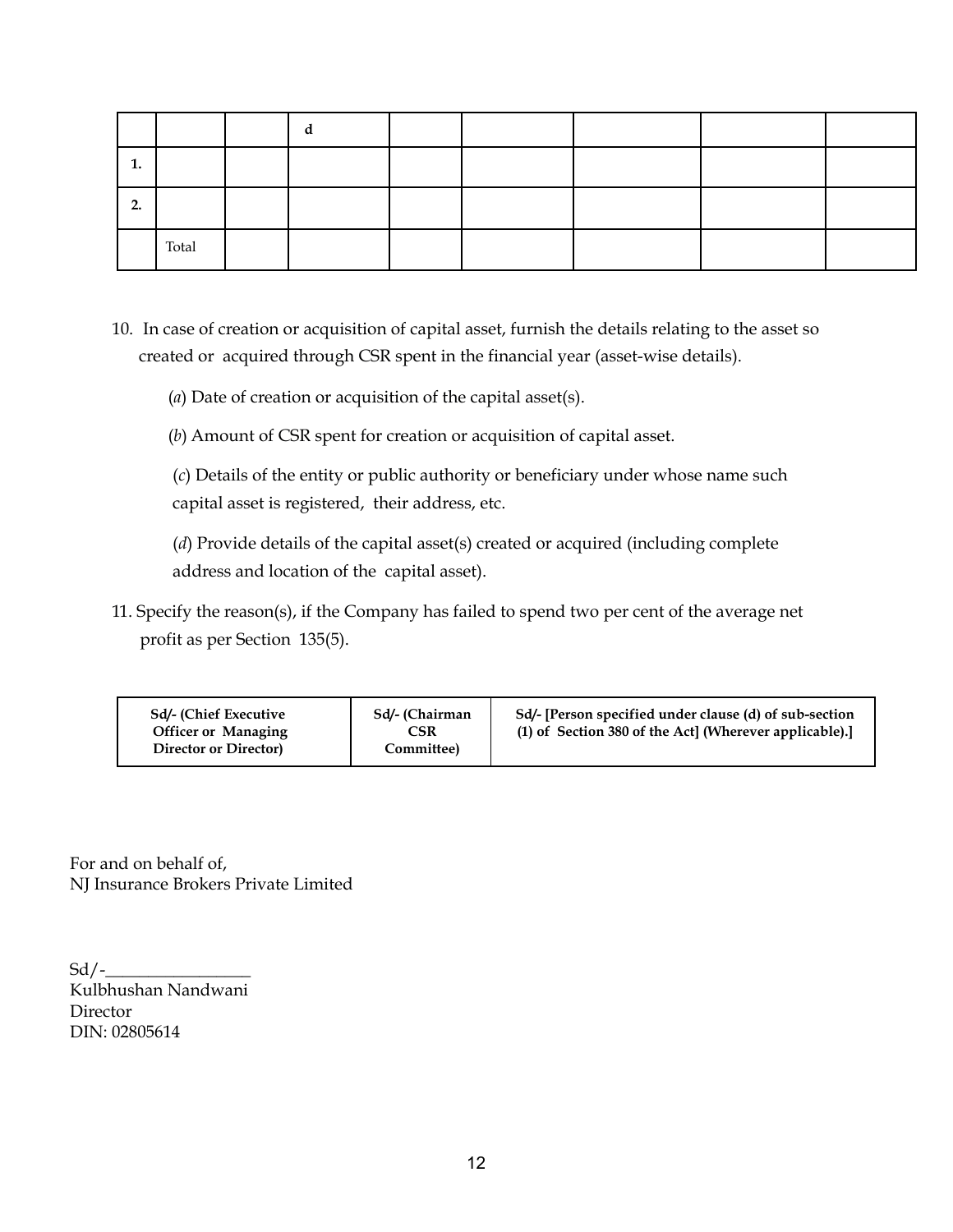| | | | d | | | | | |
|---|---|---|---|---|---|---|---|---|
| **1.** | | | | | | | | |
| **2.** | | | | | | | | |
| | Total | | | | | | | |

10. In case of creation or acquisition of capital asset, furnish the details relating to the asset so created or acquired through CSR spent in the financial year (asset-wise details).

    (*a*) Date of creation or acquisition of the capital asset(s).

    (*b*) Amount of CSR spent for creation or acquisition of capital asset.

    (*c*) Details of the entity or public authority or beneficiary under whose name such capital asset is registered, their address, etc.

    (*d*) Provide details of the capital asset(s) created or acquired (including complete address and location of the capital asset).

11. Specify the reason(s), if the Company has failed to spend two per cent of the average net profit as per Section 135(5).

| | | |
|---|---|---|
| **Sd/- (Chief Executive Officer or Managing Director or Director)** | **Sd/- (Chairman CSR Committee)** | **Sd/- [Person specified under clause (d) of sub-section (1) of Section 380 of the Act] (Wherever applicable).]** |

For and on behalf of,
NJ Insurance Brokers Private Limited

Sd/-_________________
Kulbhushan Nandwani
Director
DIN: 02805614